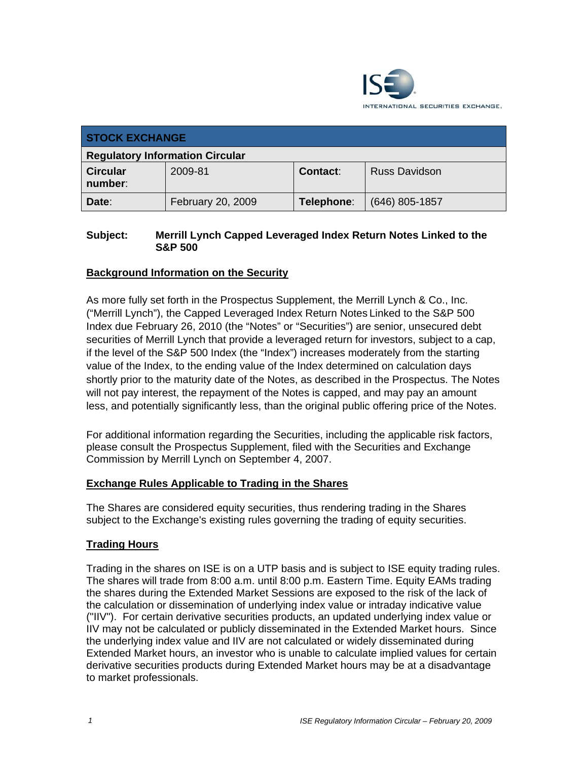ISE
INTERNATIONAL SECURITIES EXCHANGE.

| STOCK EXCHANGE | | | |
|---|---|---|---|
| **Regulatory Information Circular** | | | |
| **Circular number**: | 2009-81 | **Contact**: | Russ Davidson |
| **Date**: | February 20, 2009 | **Telephone**: | (646) 805-1857 |

**Subject: Merrill Lynch Capped Leveraged Index Return Notes Linked to the S&P 500**

## Background Information on the Security

As more fully set forth in the Prospectus Supplement, the Merrill Lynch & Co., Inc. ("Merrill Lynch"), the Capped Leveraged Index Return Notes Linked to the S&P 500 Index due February 26, 2010 (the "Notes" or "Securities") are senior, unsecured debt securities of Merrill Lynch that provide a leveraged return for investors, subject to a cap, if the level of the S&P 500 Index (the "Index") increases moderately from the starting value of the Index, to the ending value of the Index determined on calculation days shortly prior to the maturity date of the Notes, as described in the Prospectus. The Notes will not pay interest, the repayment of the Notes is capped, and may pay an amount less, and potentially significantly less, than the original public offering price of the Notes.

For additional information regarding the Securities, including the applicable risk factors, please consult the Prospectus Supplement, filed with the Securities and Exchange Commission by Merrill Lynch on September 4, 2007.

## Exchange Rules Applicable to Trading in the Shares

The Shares are considered equity securities, thus rendering trading in the Shares subject to the Exchange's existing rules governing the trading of equity securities.

## Trading Hours

Trading in the shares on ISE is on a UTP basis and is subject to ISE equity trading rules. The shares will trade from 8:00 a.m. until 8:00 p.m. Eastern Time. Equity EAMs trading the shares during the Extended Market Sessions are exposed to the risk of the lack of the calculation or dissemination of underlying index value or intraday indicative value ("IIV"). For certain derivative securities products, an updated underlying index value or IIV may not be calculated or publicly disseminated in the Extended Market hours. Since the underlying index value and IIV are not calculated or widely disseminated during Extended Market hours, an investor who is unable to calculate implied values for certain derivative securities products during Extended Market hours may be at a disadvantage to market professionals.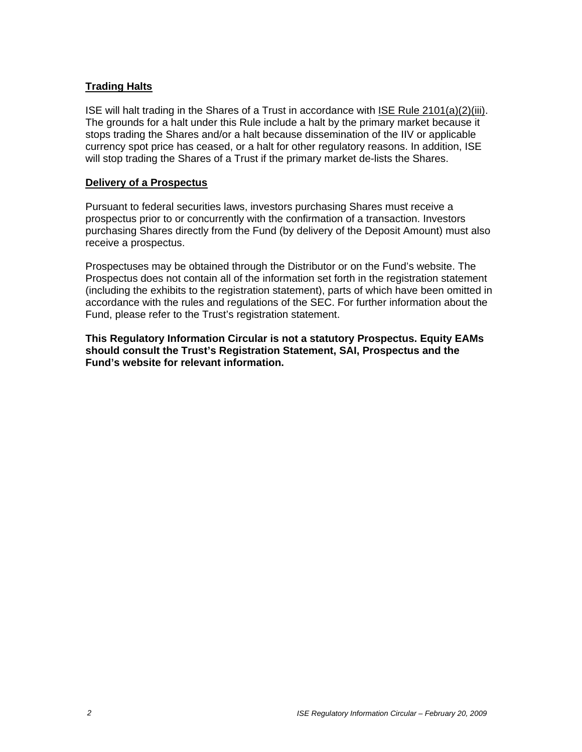**Trading Halts**

ISE will halt trading in the Shares of a Trust in accordance with ISE Rule 2101(a)(2)(iii). The grounds for a halt under this Rule include a halt by the primary market because it stops trading the Shares and/or a halt because dissemination of the IIV or applicable currency spot price has ceased, or a halt for other regulatory reasons. In addition, ISE will stop trading the Shares of a Trust if the primary market de-lists the Shares.

**Delivery of a Prospectus**

Pursuant to federal securities laws, investors purchasing Shares must receive a prospectus prior to or concurrently with the confirmation of a transaction. Investors purchasing Shares directly from the Fund (by delivery of the Deposit Amount) must also receive a prospectus.

Prospectuses may be obtained through the Distributor or on the Fund's website. The Prospectus does not contain all of the information set forth in the registration statement (including the exhibits to the registration statement), parts of which have been omitted in accordance with the rules and regulations of the SEC. For further information about the Fund, please refer to the Trust's registration statement.

**This Regulatory Information Circular is not a statutory Prospectus. Equity EAMs should consult the Trust's Registration Statement, SAI, Prospectus and the Fund's website for relevant information.**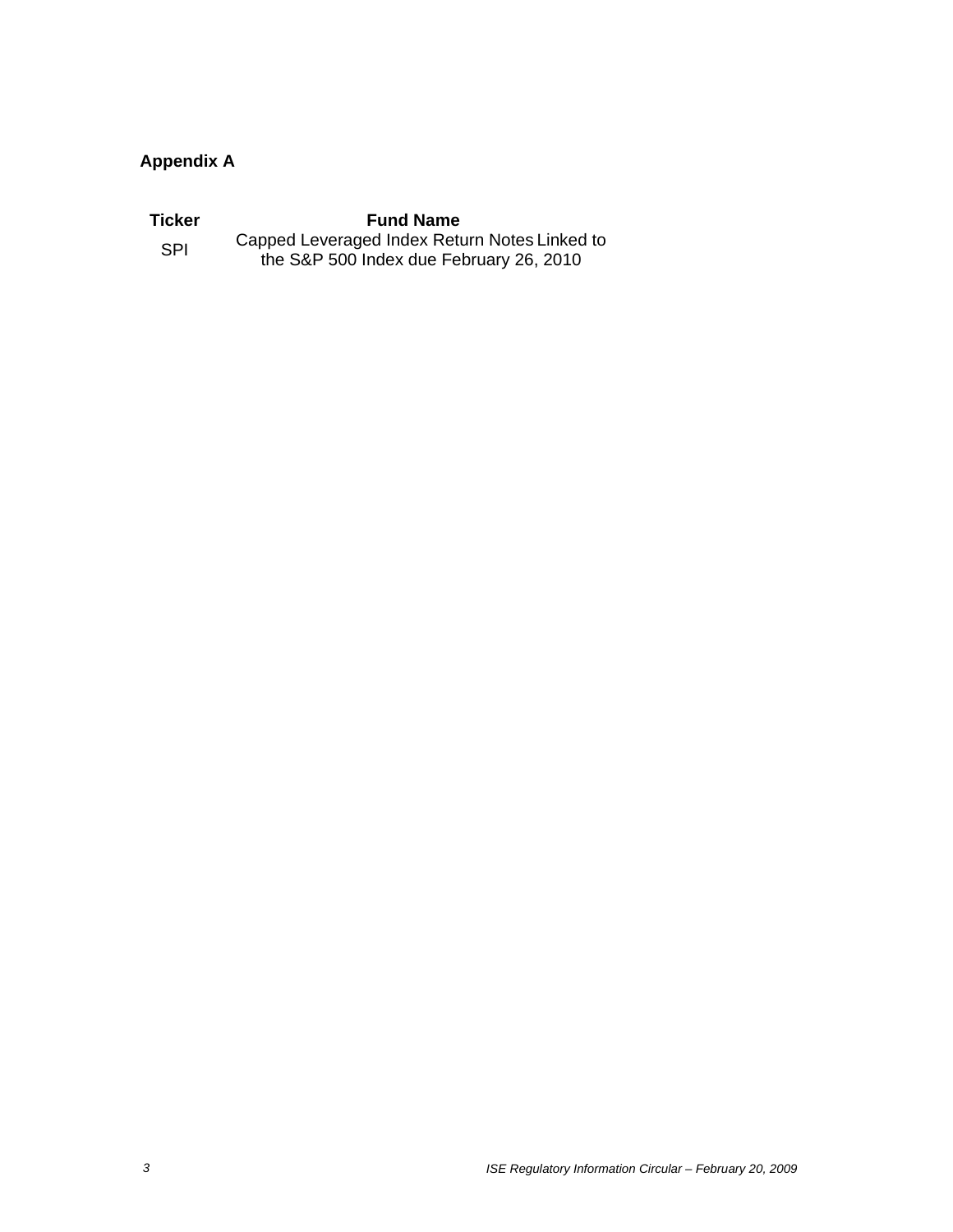**Appendix A**

| Ticker | Fund Name |
|---|---|
| SPI | Capped Leveraged Index Return Notes Linked to the S&P 500 Index due February 26, 2010 |